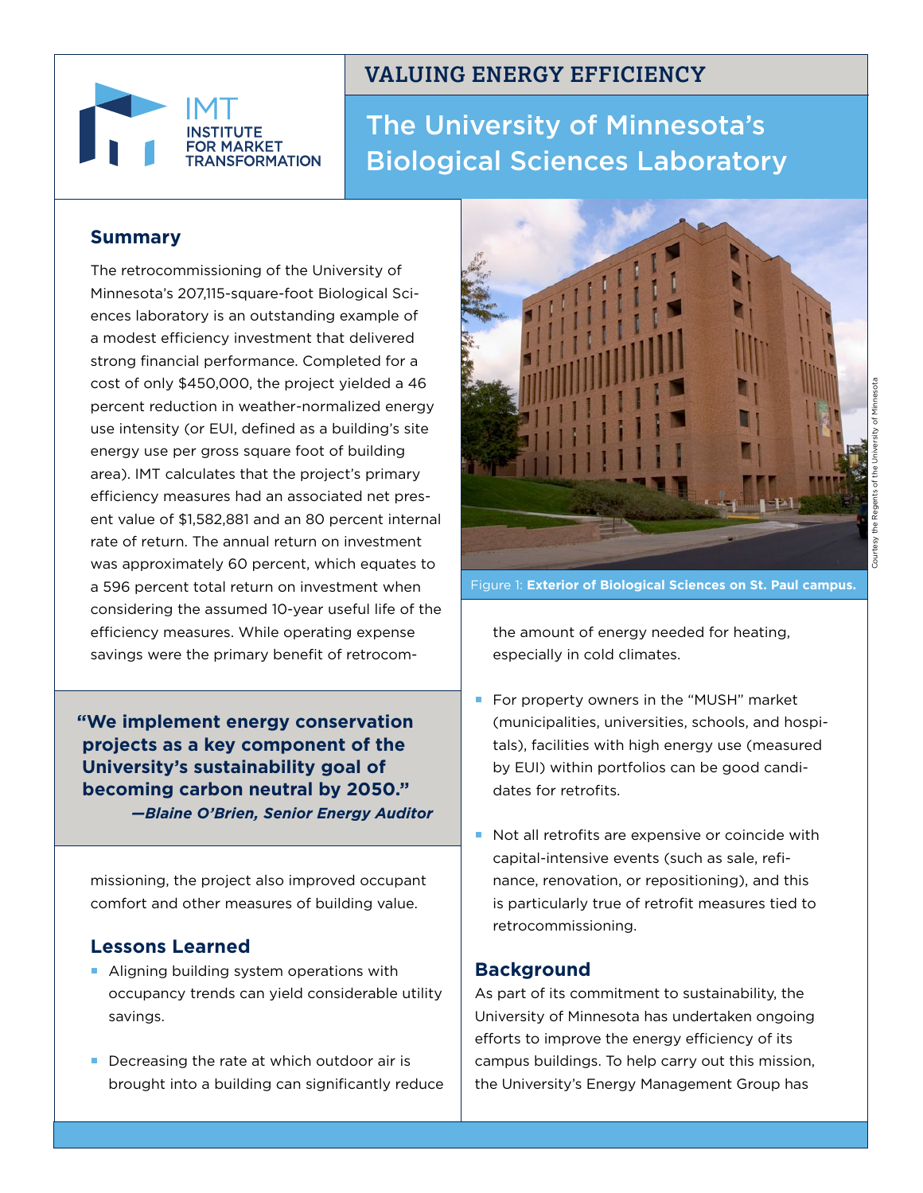VALUING ENERGY EFFICIENCY

# The University of Minnesota's Biological Sciences Laboratory

## Summary

The retrocommissioning of the University of Minnesota's 207,115-square-foot Biological Sciences laboratory is an outstanding example of a modest efficiency investment that delivered strong financial performance. Completed for a cost of only $450,000, the project yielded a 46 percent reduction in weather-normalized energy use intensity (or EUI, defined as a building's site energy use per gross square foot of building area). IMT calculates that the project's primary efficiency measures had an associated net present value of $1,582,881 and an 80 percent internal rate of return. The annual return on investment was approximately 60 percent, which equates to a 596 percent total return on investment when considering the assumed 10-year useful life of the efficiency measures. While operating expense savings were the primary benefit of retrocommissioning, the project also improved occupant comfort and other measures of building value.

> **"We implement energy conservation projects as a key component of the University's sustainability goal of becoming carbon neutral by 2050."**
> ***—Blaine O'Brien, Senior Energy Auditor***

Figure 1: **Exterior of Biological Sciences on St. Paul campus.**

Courtesy the Regents of the University of Minnesota

## Lessons Learned

- Aligning building system operations with occupancy trends can yield considerable utility savings.
- Decreasing the rate at which outdoor air is brought into a building can significantly reduce the amount of energy needed for heating, especially in cold climates.
- For property owners in the "MUSH" market (municipalities, universities, schools, and hospitals), facilities with high energy use (measured by EUI) within portfolios can be good candidates for retrofits.
- Not all retrofits are expensive or coincide with capital-intensive events (such as sale, refinance, renovation, or repositioning), and this is particularly true of retrofit measures tied to retrocommissioning.

## Background

As part of its commitment to sustainability, the University of Minnesota has undertaken ongoing efforts to improve the energy efficiency of its campus buildings. To help carry out this mission, the University's Energy Management Group has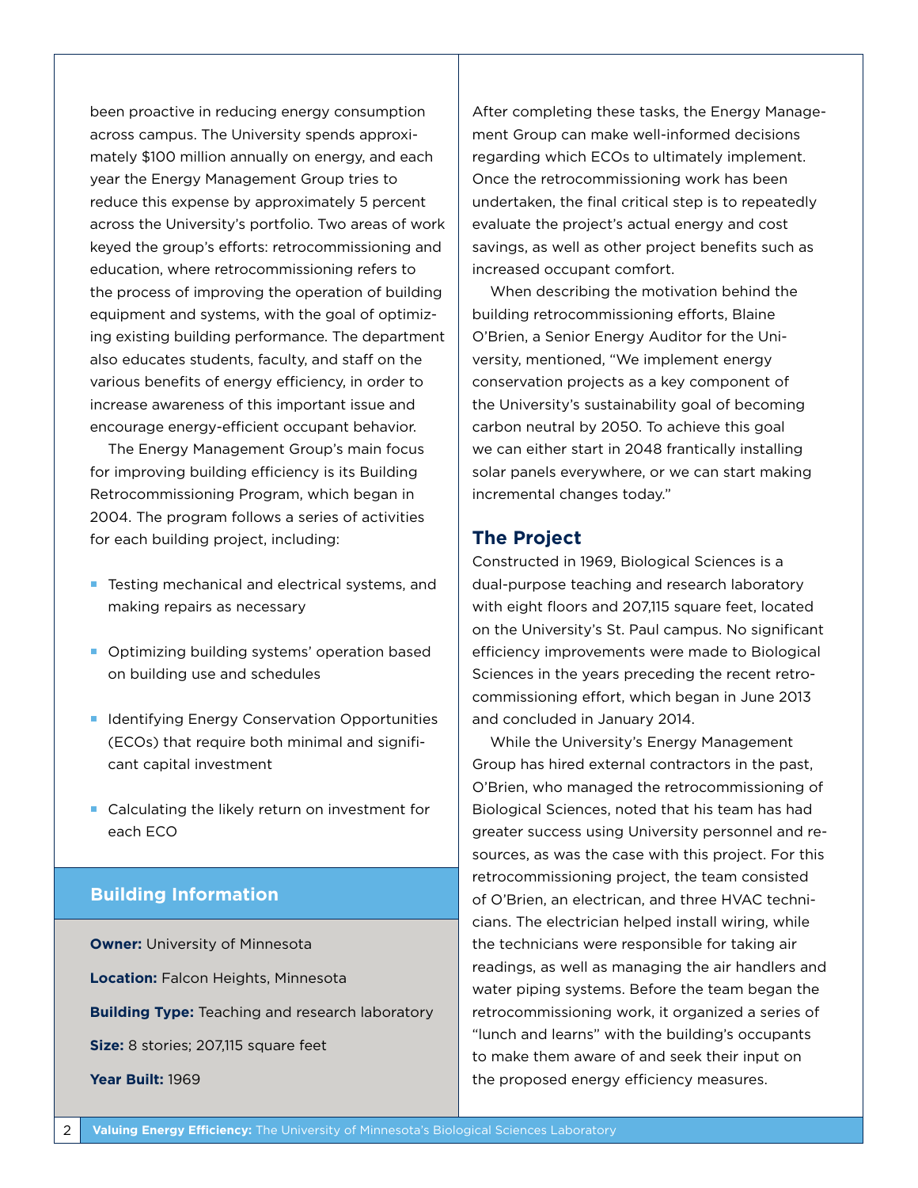been proactive in reducing energy consumption across campus. The University spends approximately $100 million annually on energy, and each year the Energy Management Group tries to reduce this expense by approximately 5 percent across the University's portfolio. Two areas of work keyed the group's efforts: retrocommissioning and education, where retrocommissioning refers to the process of improving the operation of building equipment and systems, with the goal of optimizing existing building performance. The department also educates students, faculty, and staff on the various benefits of energy efficiency, in order to increase awareness of this important issue and encourage energy-efficient occupant behavior.

The Energy Management Group's main focus for improving building efficiency is its Building Retrocommissioning Program, which began in 2004. The program follows a series of activities for each building project, including:

- Testing mechanical and electrical systems, and making repairs as necessary
- Optimizing building systems' operation based on building use and schedules
- Identifying Energy Conservation Opportunities (ECOs) that require both minimal and significant capital investment
- Calculating the likely return on investment for each ECO

### Building Information

**Owner:** University of Minnesota

**Location:** Falcon Heights, Minnesota

**Building Type:** Teaching and research laboratory

**Size:** 8 stories; 207,115 square feet

**Year Built:** 1969

After completing these tasks, the Energy Management Group can make well-informed decisions regarding which ECOs to ultimately implement. Once the retrocommissioning work has been undertaken, the final critical step is to repeatedly evaluate the project's actual energy and cost savings, as well as other project benefits such as increased occupant comfort.

When describing the motivation behind the building retrocommissioning efforts, Blaine O'Brien, a Senior Energy Auditor for the University, mentioned, "We implement energy conservation projects as a key component of the University's sustainability goal of becoming carbon neutral by 2050. To achieve this goal we can either start in 2048 frantically installing solar panels everywhere, or we can start making incremental changes today."

## The Project

Constructed in 1969, Biological Sciences is a dual-purpose teaching and research laboratory with eight floors and 207,115 square feet, located on the University's St. Paul campus. No significant efficiency improvements were made to Biological Sciences in the years preceding the recent retrocommissioning effort, which began in June 2013 and concluded in January 2014.

While the University's Energy Management Group has hired external contractors in the past, O'Brien, who managed the retrocommissioning of Biological Sciences, noted that his team has had greater success using University personnel and resources, as was the case with this project. For this retrocommissioning project, the team consisted of O'Brien, an electrican, and three HVAC technicians. The electrician helped install wiring, while the technicians were responsible for taking air readings, as well as managing the air handlers and water piping systems. Before the team began the retrocommissioning work, it organized a series of "lunch and learns" with the building's occupants to make them aware of and seek their input on the proposed energy efficiency measures.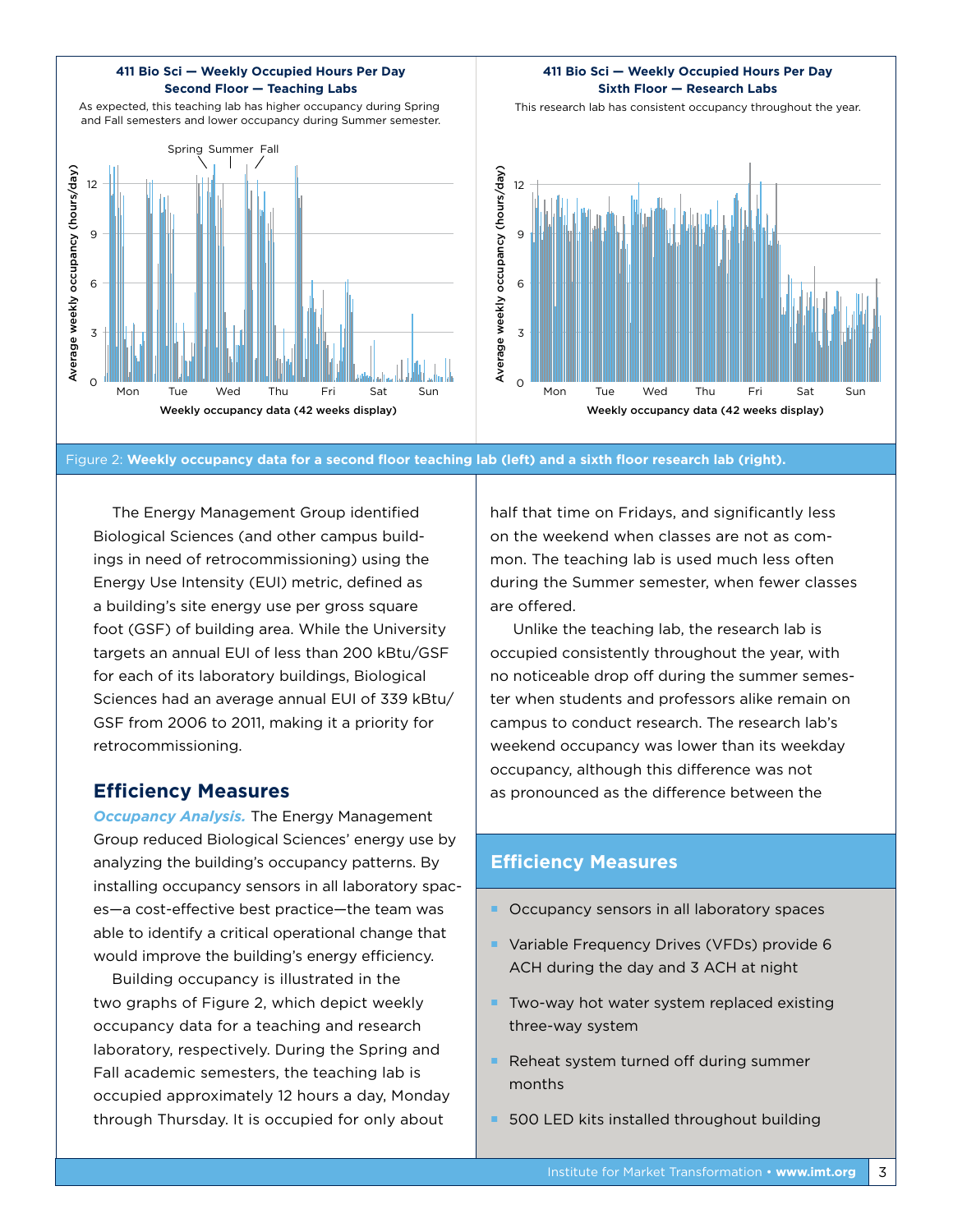**411 Bio Sci — Weekly Occupied Hours Per Day**
**Second Floor — Teaching Labs**

As expected, this teaching lab has higher occupancy during Spring and Fall semesters and lower occupancy during Summer semester.

**411 Bio Sci — Weekly Occupied Hours Per Day**
**Sixth Floor — Research Labs**

This research lab has consistent occupancy throughout the year.

Figure 2: **Weekly occupancy data for a second floor teaching lab (left) and a sixth floor research lab (right).**

The Energy Management Group identified Biological Sciences (and other campus buildings in need of retrocommissioning) using the Energy Use Intensity (EUI) metric, defined as a building's site energy use per gross square foot (GSF) of building area. While the University targets an annual EUI of less than 200 kBtu/GSF for each of its laboratory buildings, Biological Sciences had an average annual EUI of 339 kBtu/GSF from 2006 to 2011, making it a priority for retrocommissioning.

## Efficiency Measures

***Occupancy Analysis.*** The Energy Management Group reduced Biological Sciences' energy use by analyzing the building's occupancy patterns. By installing occupancy sensors in all laboratory spaces—a cost-effective best practice—the team was able to identify a critical operational change that would improve the building's energy efficiency.

Building occupancy is illustrated in the two graphs of Figure 2, which depict weekly occupancy data for a teaching and research laboratory, respectively. During the Spring and Fall academic semesters, the teaching lab is occupied approximately 12 hours a day, Monday through Thursday. It is occupied for only about half that time on Fridays, and significantly less on the weekend when classes are not as common. The teaching lab is used much less often during the Summer semester, when fewer classes are offered.

Unlike the teaching lab, the research lab is occupied consistently throughout the year, with no noticeable drop off during the summer semester when students and professors alike remain on campus to conduct research. The research lab's weekend occupancy was lower than its weekday occupancy, although this difference was not as pronounced as the difference between the

## Efficiency Measures

- Occupancy sensors in all laboratory spaces
- Variable Frequency Drives (VFDs) provide 6 ACH during the day and 3 ACH at night
- Two-way hot water system replaced existing three-way system
- Reheat system turned off during summer months
- 500 LED kits installed throughout building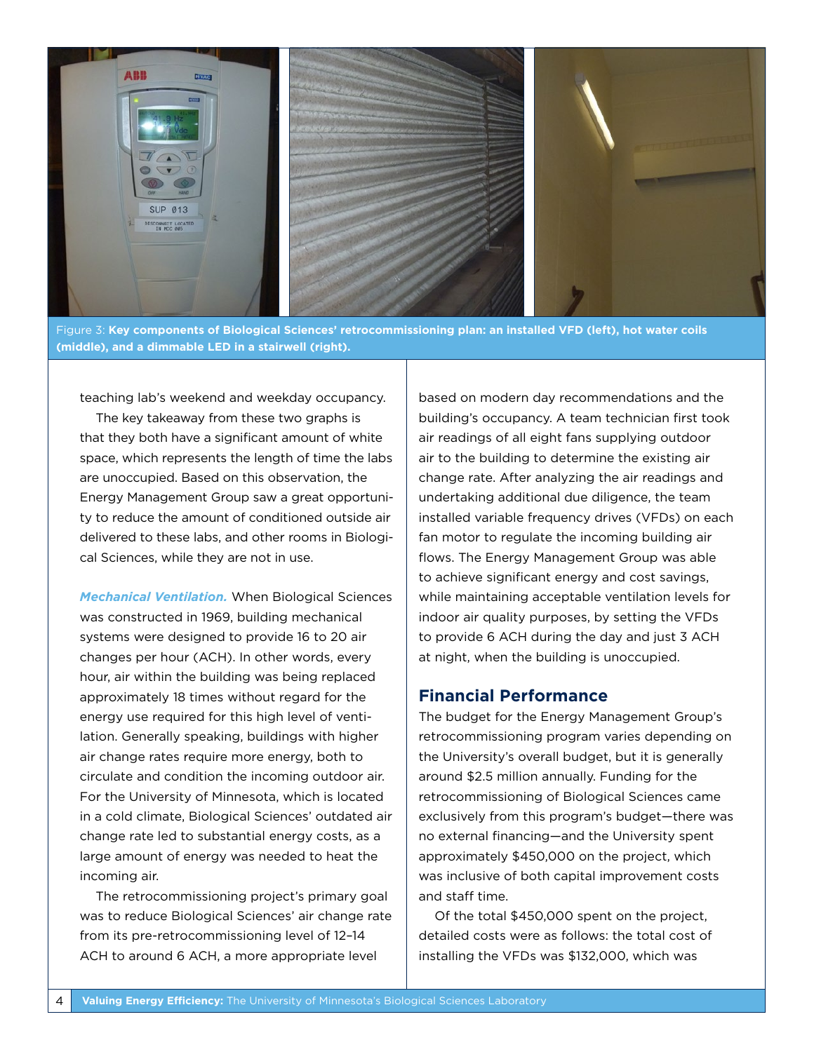Figure 3: **Key components of Biological Sciences' retrocommissioning plan: an installed VFD (left), hot water coils (middle), and a dimmable LED in a stairwell (right).**

teaching lab's weekend and weekday occupancy.

The key takeaway from these two graphs is that they both have a significant amount of white space, which represents the length of time the labs are unoccupied. Based on this observation, the Energy Management Group saw a great opportunity to reduce the amount of conditioned outside air delivered to these labs, and other rooms in Biological Sciences, while they are not in use.

***Mechanical Ventilation.*** When Biological Sciences was constructed in 1969, building mechanical systems were designed to provide 16 to 20 air changes per hour (ACH). In other words, every hour, air within the building was being replaced approximately 18 times without regard for the energy use required for this high level of ventilation. Generally speaking, buildings with higher air change rates require more energy, both to circulate and condition the incoming outdoor air. For the University of Minnesota, which is located in a cold climate, Biological Sciences' outdated air change rate led to substantial energy costs, as a large amount of energy was needed to heat the incoming air.

The retrocommissioning project's primary goal was to reduce Biological Sciences' air change rate from its pre-retrocommissioning level of 12–14 ACH to around 6 ACH, a more appropriate level based on modern day recommendations and the building's occupancy. A team technician first took air readings of all eight fans supplying outdoor air to the building to determine the existing air change rate. After analyzing the air readings and undertaking additional due diligence, the team installed variable frequency drives (VFDs) on each fan motor to regulate the incoming building air flows. The Energy Management Group was able to achieve significant energy and cost savings, while maintaining acceptable ventilation levels for indoor air quality purposes, by setting the VFDs to provide 6 ACH during the day and just 3 ACH at night, when the building is unoccupied.

## Financial Performance

The budget for the Energy Management Group's retrocommissioning program varies depending on the University's overall budget, but it is generally around $2.5 million annually. Funding for the retrocommissioning of Biological Sciences came exclusively from this program's budget—there was no external financing—and the University spent approximately $450,000 on the project, which was inclusive of both capital improvement costs and staff time.

Of the total $450,000 spent on the project, detailed costs were as follows: the total cost of installing the VFDs was $132,000, which was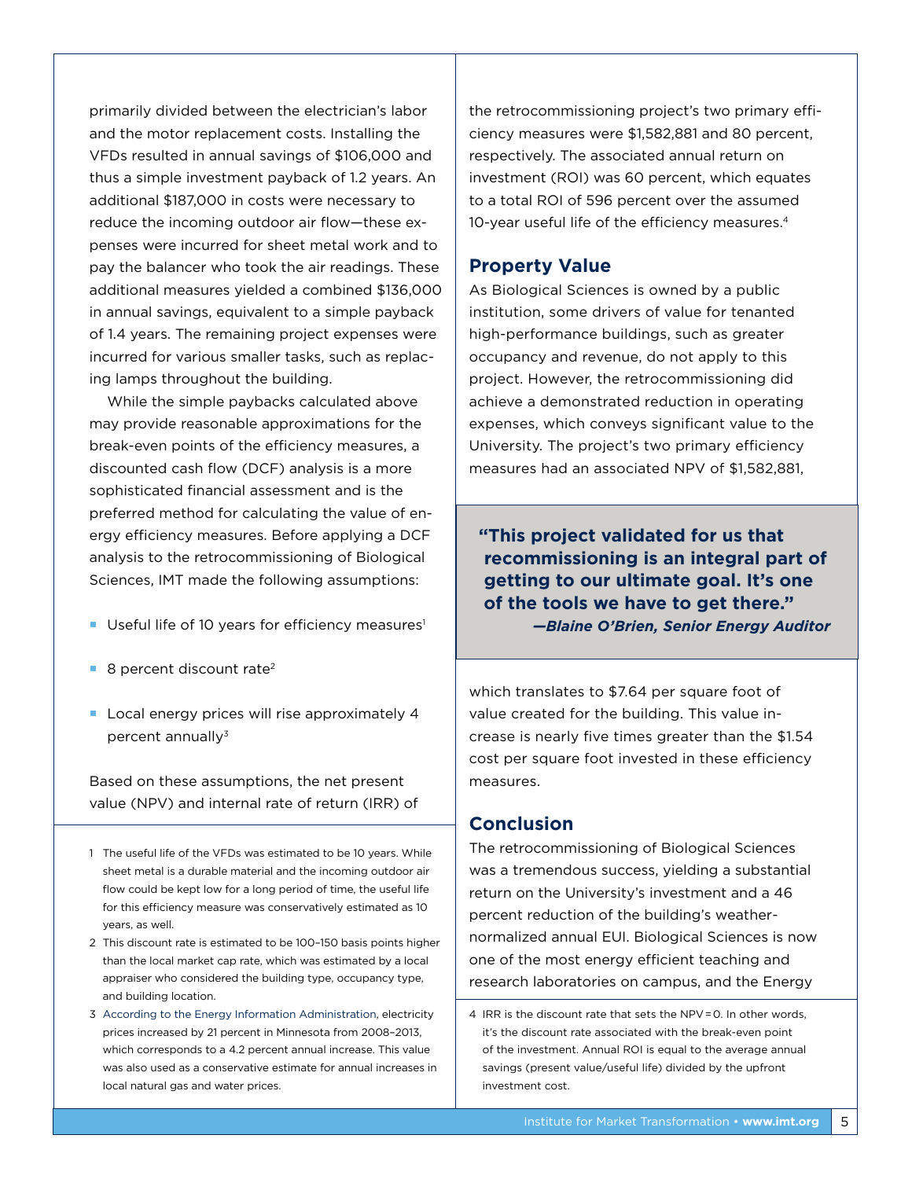primarily divided between the electrician's labor and the motor replacement costs. Installing the VFDs resulted in annual savings of $106,000 and thus a simple investment payback of 1.2 years. An additional $187,000 in costs were necessary to reduce the incoming outdoor air flow—these expenses were incurred for sheet metal work and to pay the balancer who took the air readings. These additional measures yielded a combined $136,000 in annual savings, equivalent to a simple payback of 1.4 years. The remaining project expenses were incurred for various smaller tasks, such as replacing lamps throughout the building.

While the simple paybacks calculated above may provide reasonable approximations for the break-even points of the efficiency measures, a discounted cash flow (DCF) analysis is a more sophisticated financial assessment and is the preferred method for calculating the value of energy efficiency measures. Before applying a DCF analysis to the retrocommissioning of Biological Sciences, IMT made the following assumptions:

- Useful life of 10 years for efficiency measures[1]
- 8 percent discount rate[2]
- Local energy prices will rise approximately 4 percent annually[3]

Based on these assumptions, the net present value (NPV) and internal rate of return (IRR) of the retrocommissioning project's two primary efficiency measures were $1,582,881 and 80 percent, respectively. The associated annual return on investment (ROI) was 60 percent, which equates to a total ROI of 596 percent over the assumed 10-year useful life of the efficiency measures.[4]

## Property Value

As Biological Sciences is owned by a public institution, some drivers of value for tenanted high-performance buildings, such as greater occupancy and revenue, do not apply to this project. However, the retrocommissioning did achieve a demonstrated reduction in operating expenses, which conveys significant value to the University. The project's two primary efficiency measures had an associated NPV of $1,582,881, which translates to $7.64 per square foot of value created for the building. This value increase is nearly five times greater than the $1.54 cost per square foot invested in these efficiency measures.

> **"This project validated for us that recommissioning is an integral part of getting to our ultimate goal. It's one of the tools we have to get there."**
> ***—Blaine O'Brien, Senior Energy Auditor***

## Conclusion

The retrocommissioning of Biological Sciences was a tremendous success, yielding a substantial return on the University's investment and a 46 percent reduction of the building's weather-normalized annual EUI. Biological Sciences is now one of the most energy efficient teaching and research laboratories on campus, and the Energy

---

1 The useful life of the VFDs was estimated to be 10 years. While sheet metal is a durable material and the incoming outdoor air flow could be kept low for a long period of time, the useful life for this efficiency measure was conservatively estimated as 10 years, as well.

2 This discount rate is estimated to be 100–150 basis points higher than the local market cap rate, which was estimated by a local appraiser who considered the building type, occupancy type, and building location.

3 According to the Energy Information Administration, electricity prices increased by 21 percent in Minnesota from 2008–2013, which corresponds to a 4.2 percent annual increase. This value was also used as a conservative estimate for annual increases in local natural gas and water prices.

4 IRR is the discount rate that sets the NPV = 0. In other words, it's the discount rate associated with the break-even point of the investment. Annual ROI is equal to the average annual savings (present value/useful life) divided by the upfront investment cost.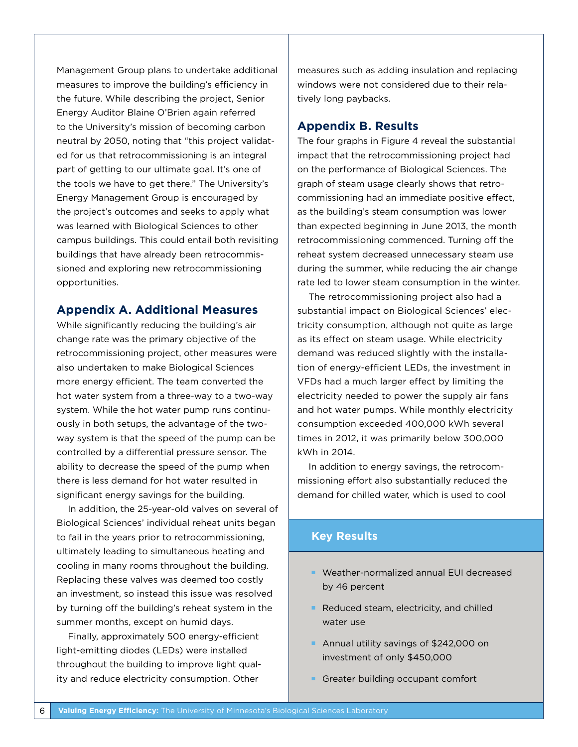Management Group plans to undertake additional measures to improve the building's efficiency in the future. While describing the project, Senior Energy Auditor Blaine O'Brien again referred to the University's mission of becoming carbon neutral by 2050, noting that "this project validated for us that retrocommissioning is an integral part of getting to our ultimate goal. It's one of the tools we have to get there." The University's Energy Management Group is encouraged by the project's outcomes and seeks to apply what was learned with Biological Sciences to other campus buildings. This could entail both revisiting buildings that have already been retrocommissioned and exploring new retrocommissioning opportunities.

## Appendix A. Additional Measures

While significantly reducing the building's air change rate was the primary objective of the retrocommissioning project, other measures were also undertaken to make Biological Sciences more energy efficient. The team converted the hot water system from a three-way to a two-way system. While the hot water pump runs continuously in both setups, the advantage of the two-way system is that the speed of the pump can be controlled by a differential pressure sensor. The ability to decrease the speed of the pump when there is less demand for hot water resulted in significant energy savings for the building.

In addition, the 25-year-old valves on several of Biological Sciences' individual reheat units began to fail in the years prior to retrocommissioning, ultimately leading to simultaneous heating and cooling in many rooms throughout the building. Replacing these valves was deemed too costly an investment, so instead this issue was resolved by turning off the building's reheat system in the summer months, except on humid days.

Finally, approximately 500 energy-efficient light-emitting diodes (LEDs) were installed throughout the building to improve light quality and reduce electricity consumption. Other measures such as adding insulation and replacing windows were not considered due to their relatively long paybacks.

## Appendix B. Results

The four graphs in Figure 4 reveal the substantial impact that the retrocommissioning project had on the performance of Biological Sciences. The graph of steam usage clearly shows that retrocommissioning had an immediate positive effect, as the building's steam consumption was lower than expected beginning in June 2013, the month retrocommissioning commenced. Turning off the reheat system decreased unnecessary steam use during the summer, while reducing the air change rate led to lower steam consumption in the winter.

The retrocommissioning project also had a substantial impact on Biological Sciences' electricity consumption, although not quite as large as its effect on steam usage. While electricity demand was reduced slightly with the installation of energy-efficient LEDs, the investment in VFDs had a much larger effect by limiting the electricity needed to power the supply air fans and hot water pumps. While monthly electricity consumption exceeded 400,000 kWh several times in 2012, it was primarily below 300,000 kWh in 2014.

In addition to energy savings, the retrocommissioning effort also substantially reduced the demand for chilled water, which is used to cool

### Key Results

- Weather-normalized annual EUI decreased by 46 percent
- Reduced steam, electricity, and chilled water use
- Annual utility savings of $242,000 on investment of only $450,000
- Greater building occupant comfort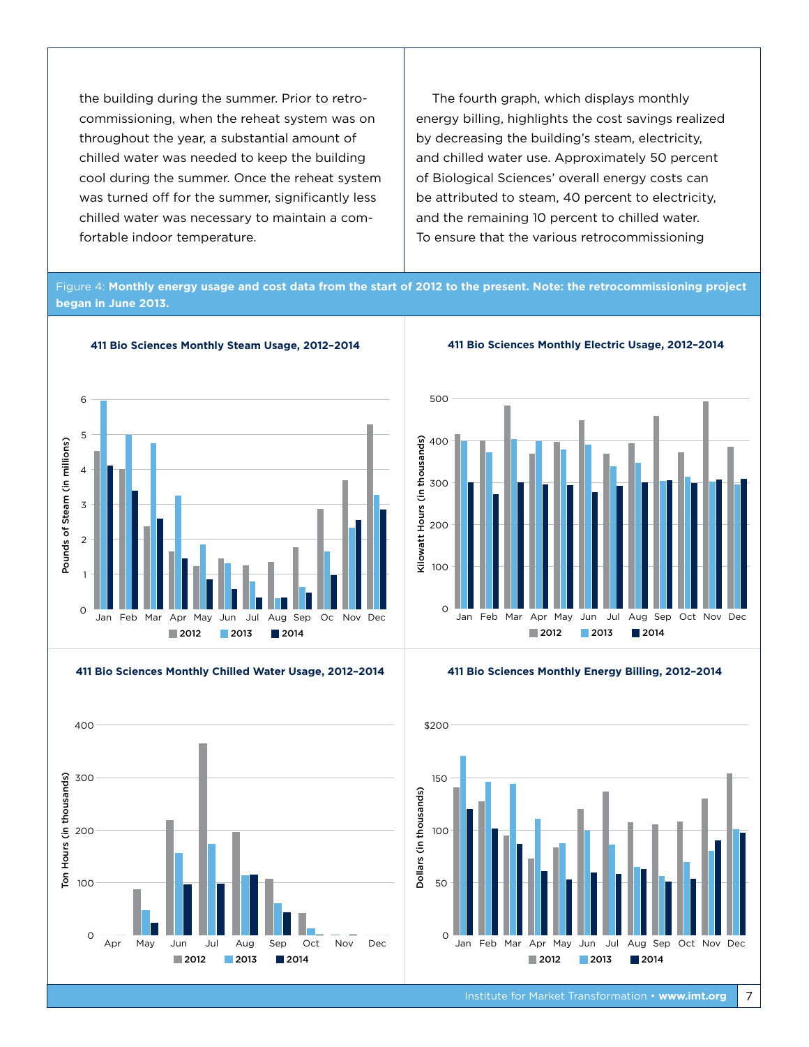the building during the summer. Prior to retrocommissioning, when the reheat system was on throughout the year, a substantial amount of chilled water was needed to keep the building cool during the summer. Once the reheat system was turned off for the summer, significantly less chilled water was necessary to maintain a comfortable indoor temperature.

The fourth graph, which displays monthly energy billing, highlights the cost savings realized by decreasing the building's steam, electricity, and chilled water use. Approximately 50 percent of Biological Sciences' overall energy costs can be attributed to steam, 40 percent to electricity, and the remaining 10 percent to chilled water. To ensure that the various retrocommissioning

Figure 4: **Monthly energy usage and cost data from the start of 2012 to the present. Note: the retrocommissioning project began in June 2013.**

**411 Bio Sciences Monthly Steam Usage, 2012–2014**

**411 Bio Sciences Monthly Electric Usage, 2012–2014**

**411 Bio Sciences Monthly Chilled Water Usage, 2012–2014**

**411 Bio Sciences Monthly Energy Billing, 2012–2014**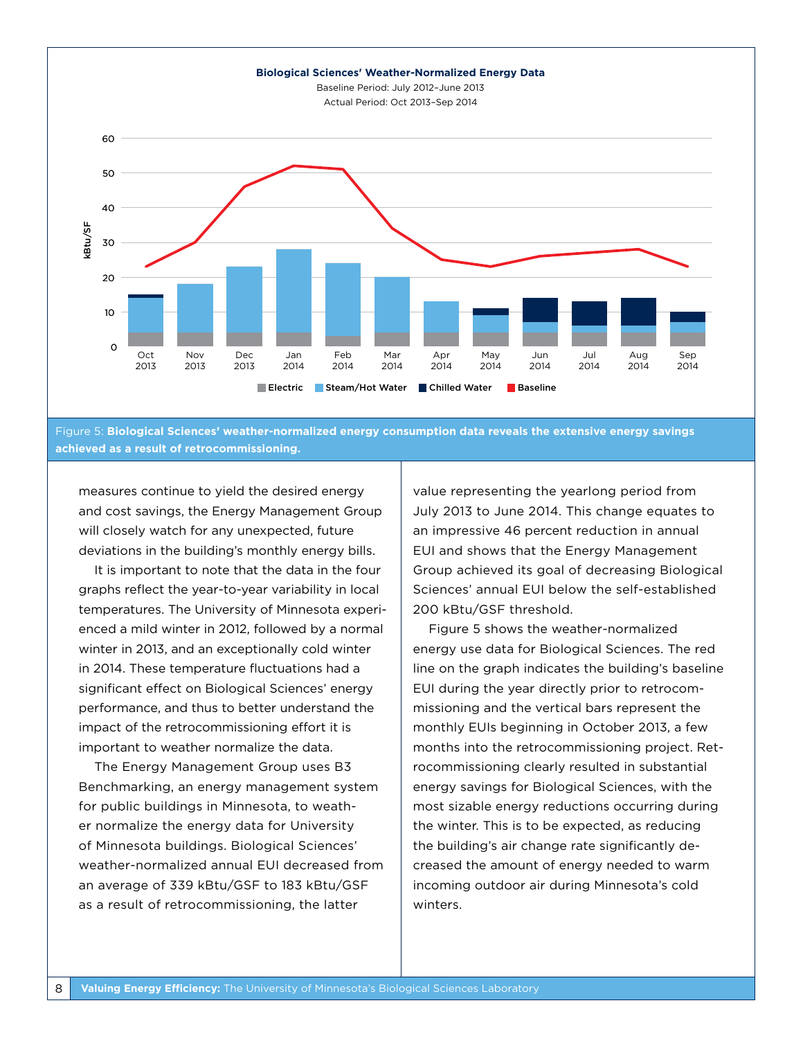**Biological Sciences' Weather-Normalized Energy Data**

Baseline Period: July 2012–June 2013

Actual Period: Oct 2013–Sep 2014

Figure 5: **Biological Sciences' weather-normalized energy consumption data reveals the extensive energy savings achieved as a result of retrocommissioning.**

measures continue to yield the desired energy and cost savings, the Energy Management Group will closely watch for any unexpected, future deviations in the building's monthly energy bills.

It is important to note that the data in the four graphs reflect the year-to-year variability in local temperatures. The University of Minnesota experienced a mild winter in 2012, followed by a normal winter in 2013, and an exceptionally cold winter in 2014. These temperature fluctuations had a significant effect on Biological Sciences' energy performance, and thus to better understand the impact of the retrocommissioning effort it is important to weather normalize the data.

The Energy Management Group uses B3 Benchmarking, an energy management system for public buildings in Minnesota, to weather normalize the energy data for University of Minnesota buildings. Biological Sciences' weather-normalized annual EUI decreased from an average of 339 kBtu/GSF to 183 kBtu/GSF as a result of retrocommissioning, the latter value representing the yearlong period from July 2013 to June 2014. This change equates to an impressive 46 percent reduction in annual EUI and shows that the Energy Management Group achieved its goal of decreasing Biological Sciences' annual EUI below the self-established 200 kBtu/GSF threshold.

Figure 5 shows the weather-normalized energy use data for Biological Sciences. The red line on the graph indicates the building's baseline EUI during the year directly prior to retrocommissioning and the vertical bars represent the monthly EUIs beginning in October 2013, a few months into the retrocommissioning project. Retrocommissioning clearly resulted in substantial energy savings for Biological Sciences, with the most sizable energy reductions occurring during the winter. This is to be expected, as reducing the building's air change rate significantly decreased the amount of energy needed to warm incoming outdoor air during Minnesota's cold winters.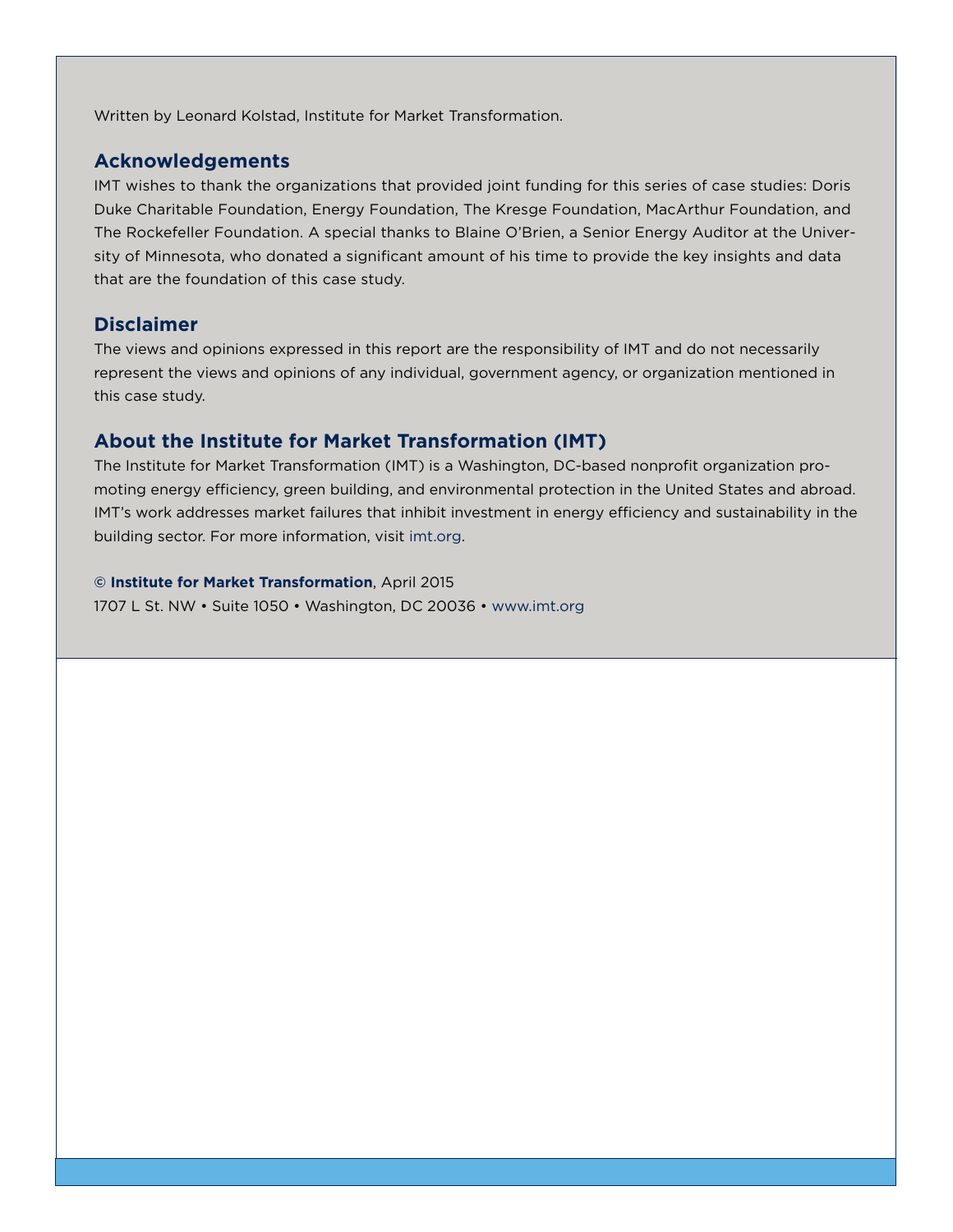Written by Leonard Kolstad, Institute for Market Transformation.

## Acknowledgements

IMT wishes to thank the organizations that provided joint funding for this series of case studies: Doris Duke Charitable Foundation, Energy Foundation, The Kresge Foundation, MacArthur Foundation, and The Rockefeller Foundation. A special thanks to Blaine O'Brien, a Senior Energy Auditor at the University of Minnesota, who donated a significant amount of his time to provide the key insights and data that are the foundation of this case study.

## Disclaimer

The views and opinions expressed in this report are the responsibility of IMT and do not necessarily represent the views and opinions of any individual, government agency, or organization mentioned in this case study.

## About the Institute for Market Transformation (IMT)

The Institute for Market Transformation (IMT) is a Washington, DC-based nonprofit organization promoting energy efficiency, green building, and environmental protection in the United States and abroad. IMT's work addresses market failures that inhibit investment in energy efficiency and sustainability in the building sector. For more information, visit imt.org.

**© Institute for Market Transformation**, April 2015
1707 L St. NW • Suite 1050 • Washington, DC 20036 • www.imt.org